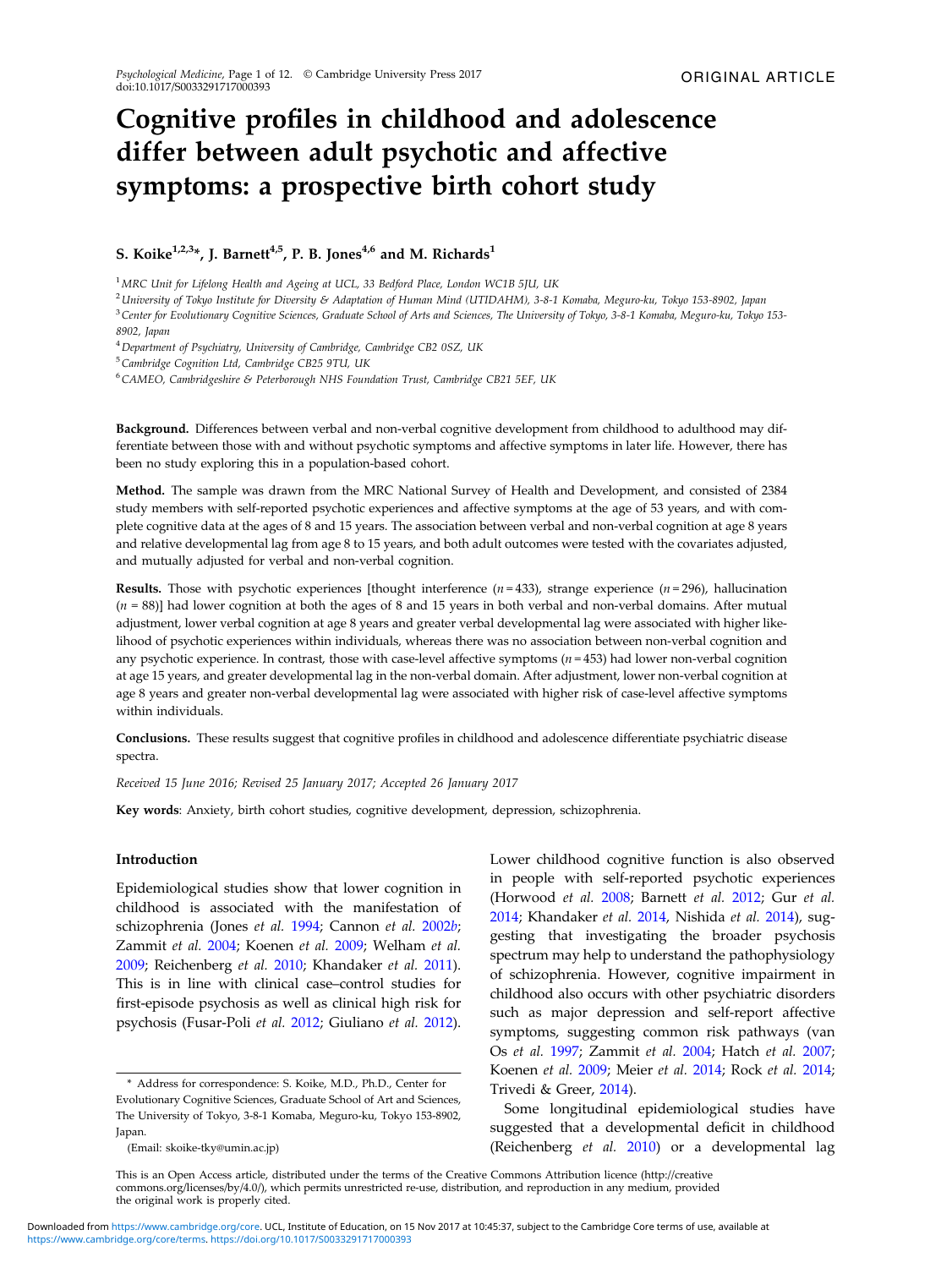ORIGINAL ARTICLE

# Cognitive profiles in childhood and adolescence differ between adult psychotic and affective symptoms: a prospective birth cohort study

**S. Koike[1,2,3]*, J. Barnett[4,5], P. B. Jones[4,6] and M. Richards[1]**

[1] *MRC Unit for Lifelong Health and Ageing at UCL, 33 Bedford Place, London WC1B 5JU, UK*

[2] *University of Tokyo Institute for Diversity & Adaptation of Human Mind (UTIDAHM), 3-8-1 Komaba, Meguro-ku, Tokyo 153-8902, Japan*

[3] *Center for Evolutionary Cognitive Sciences, Graduate School of Arts and Sciences, The University of Tokyo, 3-8-1 Komaba, Meguro-ku, Tokyo 153-8902, Japan*

[4] *Department of Psychiatry, University of Cambridge, Cambridge CB2 0SZ, UK*

[5] *Cambridge Cognition Ltd, Cambridge CB25 9TU, UK*

[6] *CAMEO, Cambridgeshire & Peterborough NHS Foundation Trust, Cambridge CB21 5EF, UK*

**Background.** Differences between verbal and non-verbal cognitive development from childhood to adulthood may differentiate between those with and without psychotic symptoms and affective symptoms in later life. However, there has been no study exploring this in a population-based cohort.

**Method.** The sample was drawn from the MRC National Survey of Health and Development, and consisted of 2384 study members with self-reported psychotic experiences and affective symptoms at the age of 53 years, and with complete cognitive data at the ages of 8 and 15 years. The association between verbal and non-verbal cognition at age 8 years and relative developmental lag from age 8 to 15 years, and both adult outcomes were tested with the covariates adjusted, and mutually adjusted for verbal and non-verbal cognition.

**Results.** Those with psychotic experiences [thought interference ($n = 433$), strange experience ($n = 296$), hallucination ($n = 88$)] had lower cognition at both the ages of 8 and 15 years in both verbal and non-verbal domains. After mutual adjustment, lower verbal cognition at age 8 years and greater verbal developmental lag were associated with higher likelihood of psychotic experiences within individuals, whereas there was no association between non-verbal cognition and any psychotic experience. In contrast, those with case-level affective symptoms ($n = 453$) had lower non-verbal cognition at age 15 years, and greater developmental lag in the non-verbal domain. After adjustment, lower non-verbal cognition at age 8 years and greater non-verbal developmental lag were associated with higher risk of case-level affective symptoms within individuals.

**Conclusions.** These results suggest that cognitive profiles in childhood and adolescence differentiate psychiatric disease spectra.

*Received 15 June 2016; Revised 25 January 2017; Accepted 26 January 2017*

**Key words**: Anxiety, birth cohort studies, cognitive development, depression, schizophrenia.

## Introduction

Epidemiological studies show that lower cognition in childhood is associated with the manifestation of schizophrenia (Jones *et al.* 1994; Cannon *et al.* 2002*b*; Zammit *et al.* 2004; Koenen *et al.* 2009; Welham *et al.* 2009; Reichenberg *et al.* 2010; Khandaker *et al.* 2011). This is in line with clinical case–control studies for first-episode psychosis as well as clinical high risk for psychosis (Fusar-Poli *et al.* 2012; Giuliano *et al.* 2012). Lower childhood cognitive function is also observed in people with self-reported psychotic experiences (Horwood *et al.* 2008; Barnett *et al.* 2012; Gur *et al.* 2014; Khandaker *et al.* 2014, Nishida *et al.* 2014), suggesting that investigating the broader psychosis spectrum may help to understand the pathophysiology of schizophrenia. However, cognitive impairment in childhood also occurs with other psychiatric disorders such as major depression and self-report affective symptoms, suggesting common risk pathways (van Os *et al.* 1997; Zammit *et al.* 2004; Hatch *et al.* 2007; Koenen *et al.* 2009; Meier *et al.* 2014; Rock *et al.* 2014; Trivedi & Greer, 2014).

Some longitudinal epidemiological studies have suggested that a developmental deficit in childhood (Reichenberg *et al.* 2010) or a developmental lag

\* Address for correspondence: S. Koike, M.D., Ph.D., Center for Evolutionary Cognitive Sciences, Graduate School of Art and Sciences, The University of Tokyo, 3-8-1 Komaba, Meguro-ku, Tokyo 153-8902, Japan.

(Email: skoike-tky@umin.ac.jp)

This is an Open Access article, distributed under the terms of the Creative Commons Attribution licence (http://creativecommons.org/licenses/by/4.0/), which permits unrestricted re-use, distribution, and reproduction in any medium, provided the original work is properly cited.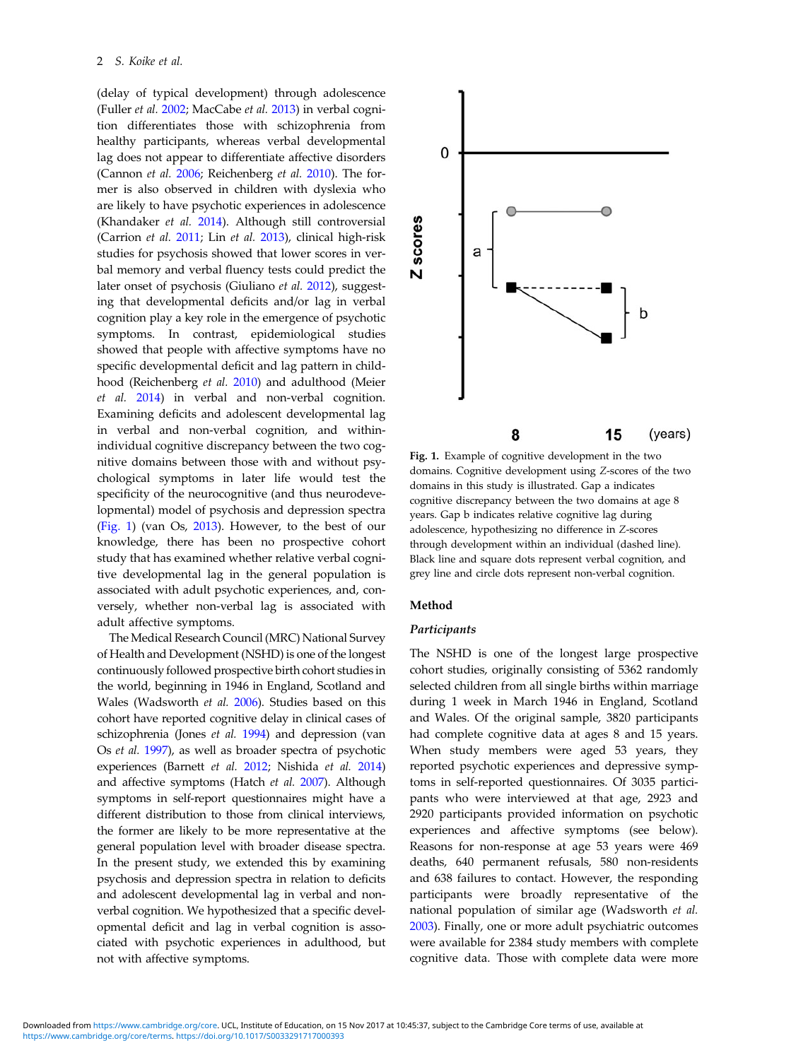(delay of typical development) through adolescence (Fuller *et al.* 2002; MacCabe *et al.* 2013) in verbal cognition differentiates those with schizophrenia from healthy participants, whereas verbal developmental lag does not appear to differentiate affective disorders (Cannon *et al.* 2006; Reichenberg *et al.* 2010). The former is also observed in children with dyslexia who are likely to have psychotic experiences in adolescence (Khandaker *et al.* 2014). Although still controversial (Carrion *et al.* 2011; Lin *et al.* 2013), clinical high-risk studies for psychosis showed that lower scores in verbal memory and verbal fluency tests could predict the later onset of psychosis (Giuliano *et al.* 2012), suggesting that developmental deficits and/or lag in verbal cognition play a key role in the emergence of psychotic symptoms. In contrast, epidemiological studies showed that people with affective symptoms have no specific developmental deficit and lag pattern in childhood (Reichenberg *et al.* 2010) and adulthood (Meier *et al.* 2014) in verbal and non-verbal cognition. Examining deficits and adolescent developmental lag in verbal and non-verbal cognition, and within-individual cognitive discrepancy between the two cognitive domains between those with and without psychological symptoms in later life would test the specificity of the neurocognitive (and thus neurodevelopmental) model of psychosis and depression spectra (Fig. 1) (van Os, 2013). However, to the best of our knowledge, there has been no prospective cohort study that has examined whether relative verbal cognitive developmental lag in the general population is associated with adult psychotic experiences, and, conversely, whether non-verbal lag is associated with adult affective symptoms.

The Medical Research Council (MRC) National Survey of Health and Development (NSHD) is one of the longest continuously followed prospective birth cohort studies in the world, beginning in 1946 in England, Scotland and Wales (Wadsworth *et al.* 2006). Studies based on this cohort have reported cognitive delay in clinical cases of schizophrenia (Jones *et al.* 1994) and depression (van Os *et al.* 1997), as well as broader spectra of psychotic experiences (Barnett *et al.* 2012; Nishida *et al.* 2014) and affective symptoms (Hatch *et al.* 2007). Although symptoms in self-report questionnaires might have a different distribution to those from clinical interviews, the former are likely to be more representative at the general population level with broader disease spectra. In the present study, we extended this by examining psychosis and depression spectra in relation to deficits and adolescent developmental lag in verbal and non-verbal cognition. We hypothesized that a specific developmental deficit and lag in verbal cognition is associated with psychotic experiences in adulthood, but not with affective symptoms.

**Fig. 1.** Example of cognitive development in the two domains. Cognitive development using Z-scores of the two domains in this study is illustrated. Gap a indicates cognitive discrepancy between the two domains at age 8 years. Gap b indicates relative cognitive lag during adolescence, hypothesizing no difference in Z-scores through development within an individual (dashed line). Black line and square dots represent verbal cognition, and grey line and circle dots represent non-verbal cognition.

## Method

### *Participants*

The NSHD is one of the longest large prospective cohort studies, originally consisting of 5362 randomly selected children from all single births within marriage during 1 week in March 1946 in England, Scotland and Wales. Of the original sample, 3820 participants had complete cognitive data at ages 8 and 15 years. When study members were aged 53 years, they reported psychotic experiences and depressive symptoms in self-reported questionnaires. Of 3035 participants who were interviewed at that age, 2923 and 2920 participants provided information on psychotic experiences and affective symptoms (see below). Reasons for non-response at age 53 years were 469 deaths, 640 permanent refusals, 580 non-residents and 638 failures to contact. However, the responding participants were broadly representative of the national population of similar age (Wadsworth *et al.* 2003). Finally, one or more adult psychiatric outcomes were available for 2384 study members with complete cognitive data. Those with complete data were more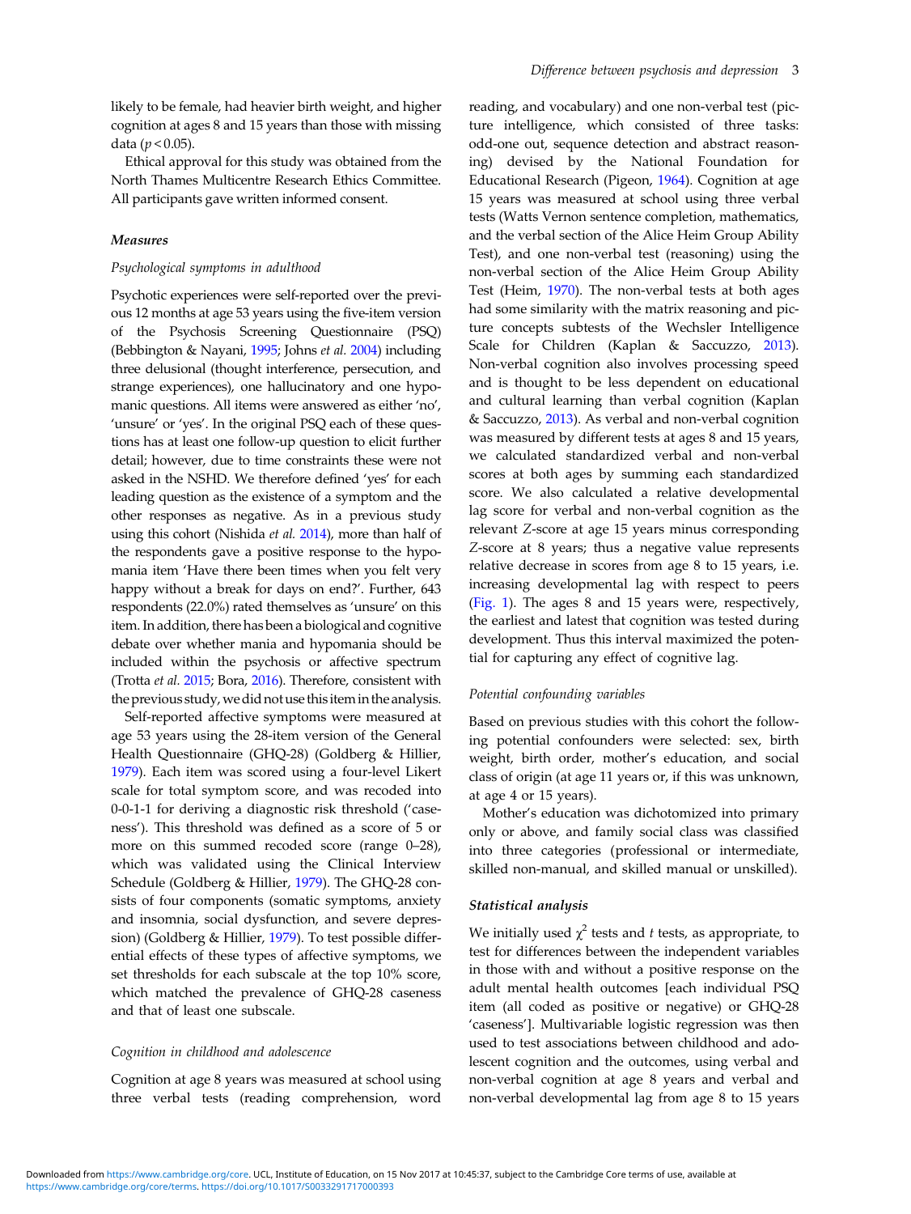likely to be female, had heavier birth weight, and higher cognition at ages 8 and 15 years than those with missing data ($p < 0.05$).

Ethical approval for this study was obtained from the North Thames Multicentre Research Ethics Committee. All participants gave written informed consent.

### Measures

#### Psychological symptoms in adulthood

Psychotic experiences were self-reported over the previous 12 months at age 53 years using the five-item version of the Psychosis Screening Questionnaire (PSQ) (Bebbington & Nayani, 1995; Johns *et al.* 2004) including three delusional (thought interference, persecution, and strange experiences), one hallucinatory and one hypomanic questions. All items were answered as either 'no', 'unsure' or 'yes'. In the original PSQ each of these questions has at least one follow-up question to elicit further detail; however, due to time constraints these were not asked in the NSHD. We therefore defined 'yes' for each leading question as the existence of a symptom and the other responses as negative. As in a previous study using this cohort (Nishida *et al.* 2014), more than half of the respondents gave a positive response to the hypomania item 'Have there been times when you felt very happy without a break for days on end?'. Further, 643 respondents (22.0%) rated themselves as 'unsure' on this item. In addition, there has been a biological and cognitive debate over whether mania and hypomania should be included within the psychosis or affective spectrum (Trotta *et al.* 2015; Bora, 2016). Therefore, consistent with the previous study, we did not use this item in the analysis.

Self-reported affective symptoms were measured at age 53 years using the 28-item version of the General Health Questionnaire (GHQ-28) (Goldberg & Hillier, 1979). Each item was scored using a four-level Likert scale for total symptom score, and was recoded into 0-0-1-1 for deriving a diagnostic risk threshold ('caseness'). This threshold was defined as a score of 5 or more on this summed recoded score (range 0–28), which was validated using the Clinical Interview Schedule (Goldberg & Hillier, 1979). The GHQ-28 consists of four components (somatic symptoms, anxiety and insomnia, social dysfunction, and severe depression) (Goldberg & Hillier, 1979). To test possible differential effects of these types of affective symptoms, we set thresholds for each subscale at the top 10% score, which matched the prevalence of GHQ-28 caseness and that of least one subscale.

#### Cognition in childhood and adolescence

Cognition at age 8 years was measured at school using three verbal tests (reading comprehension, word reading, and vocabulary) and one non-verbal test (picture intelligence, which consisted of three tasks: odd-one out, sequence detection and abstract reasoning) devised by the National Foundation for Educational Research (Pigeon, 1964). Cognition at age 15 years was measured at school using three verbal tests (Watts Vernon sentence completion, mathematics, and the verbal section of the Alice Heim Group Ability Test), and one non-verbal test (reasoning) using the non-verbal section of the Alice Heim Group Ability Test (Heim, 1970). The non-verbal tests at both ages had some similarity with the matrix reasoning and picture concepts subtests of the Wechsler Intelligence Scale for Children (Kaplan & Saccuzzo, 2013). Non-verbal cognition also involves processing speed and is thought to be less dependent on educational and cultural learning than verbal cognition (Kaplan & Saccuzzo, 2013). As verbal and non-verbal cognition was measured by different tests at ages 8 and 15 years, we calculated standardized verbal and non-verbal scores at both ages by summing each standardized score. We also calculated a relative developmental lag score for verbal and non-verbal cognition as the relevant $Z$-score at age 15 years minus corresponding $Z$-score at 8 years; thus a negative value represents relative decrease in scores from age 8 to 15 years, i.e. increasing developmental lag with respect to peers (Fig. 1). The ages 8 and 15 years were, respectively, the earliest and latest that cognition was tested during development. Thus this interval maximized the potential for capturing any effect of cognitive lag.

#### Potential confounding variables

Based on previous studies with this cohort the following potential confounders were selected: sex, birth weight, birth order, mother's education, and social class of origin (at age 11 years or, if this was unknown, at age 4 or 15 years).

Mother's education was dichotomized into primary only or above, and family social class was classified into three categories (professional or intermediate, skilled non-manual, and skilled manual or unskilled).

### Statistical analysis

We initially used $\chi^2$ tests and $t$ tests, as appropriate, to test for differences between the independent variables in those with and without a positive response on the adult mental health outcomes [each individual PSQ item (all coded as positive or negative) or GHQ-28 'caseness']. Multivariable logistic regression was then used to test associations between childhood and adolescent cognition and the outcomes, using verbal and non-verbal cognition at age 8 years and verbal and non-verbal developmental lag from age 8 to 15 years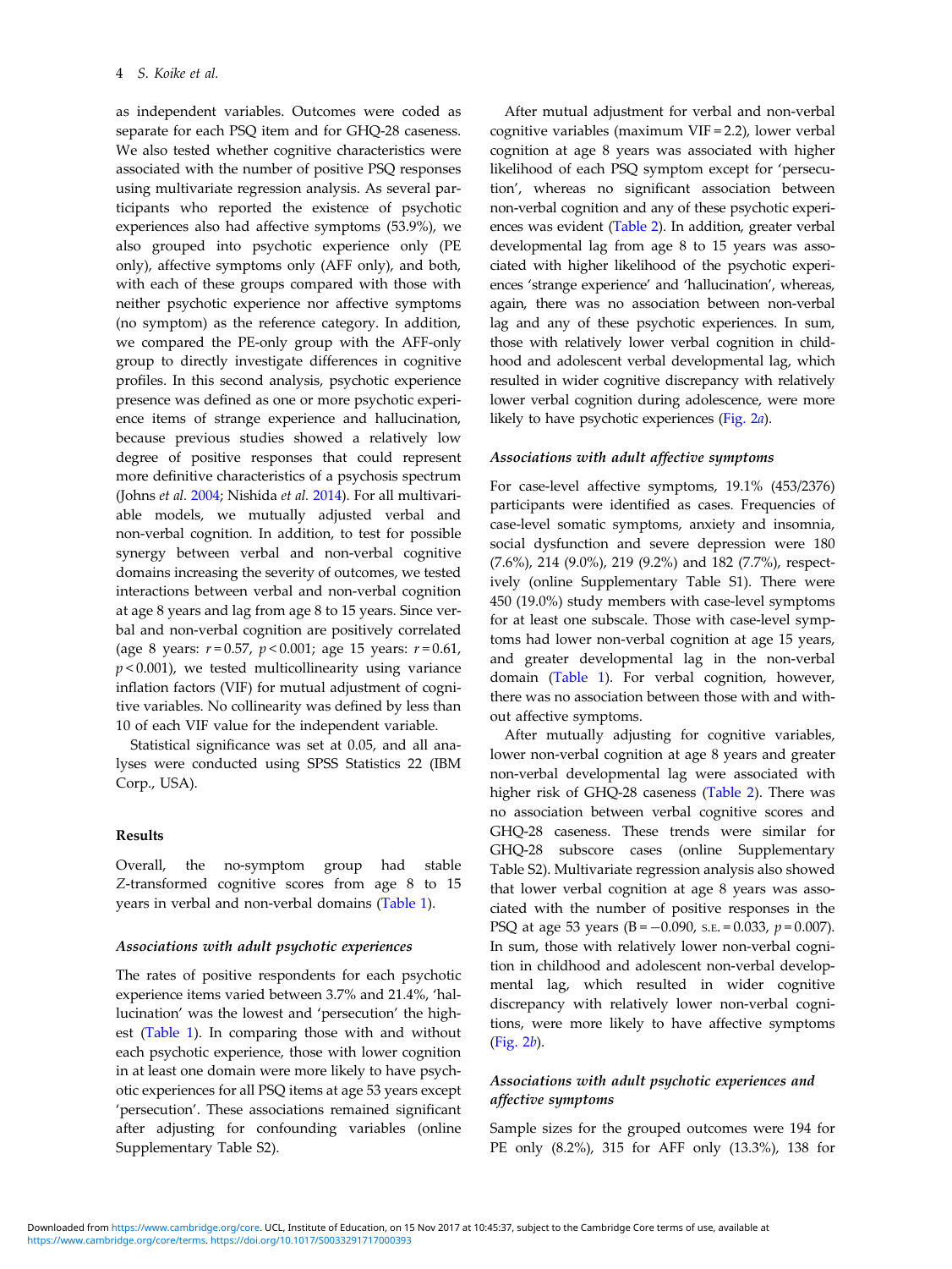as independent variables. Outcomes were coded as separate for each PSQ item and for GHQ-28 caseness. We also tested whether cognitive characteristics were associated with the number of positive PSQ responses using multivariate regression analysis. As several participants who reported the existence of psychotic experiences also had affective symptoms (53.9%), we also grouped into psychotic experience only (PE only), affective symptoms only (AFF only), and both, with each of these groups compared with those with neither psychotic experience nor affective symptoms (no symptom) as the reference category. In addition, we compared the PE-only group with the AFF-only group to directly investigate differences in cognitive profiles. In this second analysis, psychotic experience presence was defined as one or more psychotic experience items of strange experience and hallucination, because previous studies showed a relatively low degree of positive responses that could represent more definitive characteristics of a psychosis spectrum (Johns *et al.* 2004; Nishida *et al.* 2014). For all multivariable models, we mutually adjusted verbal and non-verbal cognition. In addition, to test for possible synergy between verbal and non-verbal cognitive domains increasing the severity of outcomes, we tested interactions between verbal and non-verbal cognition at age 8 years and lag from age 8 to 15 years. Since verbal and non-verbal cognition are positively correlated (age 8 years: $r = 0.57$, $p < 0.001$; age 15 years: $r = 0.61$, $p < 0.001$), we tested multicollinearity using variance inflation factors (VIF) for mutual adjustment of cognitive variables. No collinearity was defined by less than 10 of each VIF value for the independent variable.

Statistical significance was set at 0.05, and all analyses were conducted using SPSS Statistics 22 (IBM Corp., USA).

## Results

Overall, the no-symptom group had stable $Z$-transformed cognitive scores from age 8 to 15 years in verbal and non-verbal domains (Table 1).

### *Associations with adult psychotic experiences*

The rates of positive respondents for each psychotic experience items varied between 3.7% and 21.4%, 'hallucination' was the lowest and 'persecution' the highest (Table 1). In comparing those with and without each psychotic experience, those with lower cognition in at least one domain were more likely to have psychotic experiences for all PSQ items at age 53 years except 'persecution'. These associations remained significant after adjusting for confounding variables (online Supplementary Table S2).

After mutual adjustment for verbal and non-verbal cognitive variables (maximum VIF = 2.2), lower verbal cognition at age 8 years was associated with higher likelihood of each PSQ symptom except for 'persecution', whereas no significant association between non-verbal cognition and any of these psychotic experiences was evident (Table 2). In addition, greater verbal developmental lag from age 8 to 15 years was associated with higher likelihood of the psychotic experiences 'strange experience' and 'hallucination', whereas, again, there was no association between non-verbal lag and any of these psychotic experiences. In sum, those with relatively lower verbal cognition in childhood and adolescent verbal developmental lag, which resulted in wider cognitive discrepancy with relatively lower verbal cognition during adolescence, were more likely to have psychotic experiences (Fig. 2*a*).

### *Associations with adult affective symptoms*

For case-level affective symptoms, 19.1% (453/2376) participants were identified as cases. Frequencies of case-level somatic symptoms, anxiety and insomnia, social dysfunction and severe depression were 180 (7.6%), 214 (9.0%), 219 (9.2%) and 182 (7.7%), respectively (online Supplementary Table S1). There were 450 (19.0%) study members with case-level symptoms for at least one subscale. Those with case-level symptoms had lower non-verbal cognition at age 15 years, and greater developmental lag in the non-verbal domain (Table 1). For verbal cognition, however, there was no association between those with and without affective symptoms.

After mutually adjusting for cognitive variables, lower non-verbal cognition at age 8 years and greater non-verbal developmental lag were associated with higher risk of GHQ-28 caseness (Table 2). There was no association between verbal cognitive scores and GHQ-28 caseness. These trends were similar for GHQ-28 subscore cases (online Supplementary Table S2). Multivariate regression analysis also showed that lower verbal cognition at age 8 years was associated with the number of positive responses in the PSQ at age 53 years (B = −0.090, S.E. = 0.033, $p = 0.007$). In sum, those with relatively lower non-verbal cognition in childhood and adolescent non-verbal developmental lag, which resulted in wider cognitive discrepancy with relatively lower non-verbal cognitions, were more likely to have affective symptoms (Fig. 2*b*).

### *Associations with adult psychotic experiences and affective symptoms*

Sample sizes for the grouped outcomes were 194 for PE only (8.2%), 315 for AFF only (13.3%), 138 for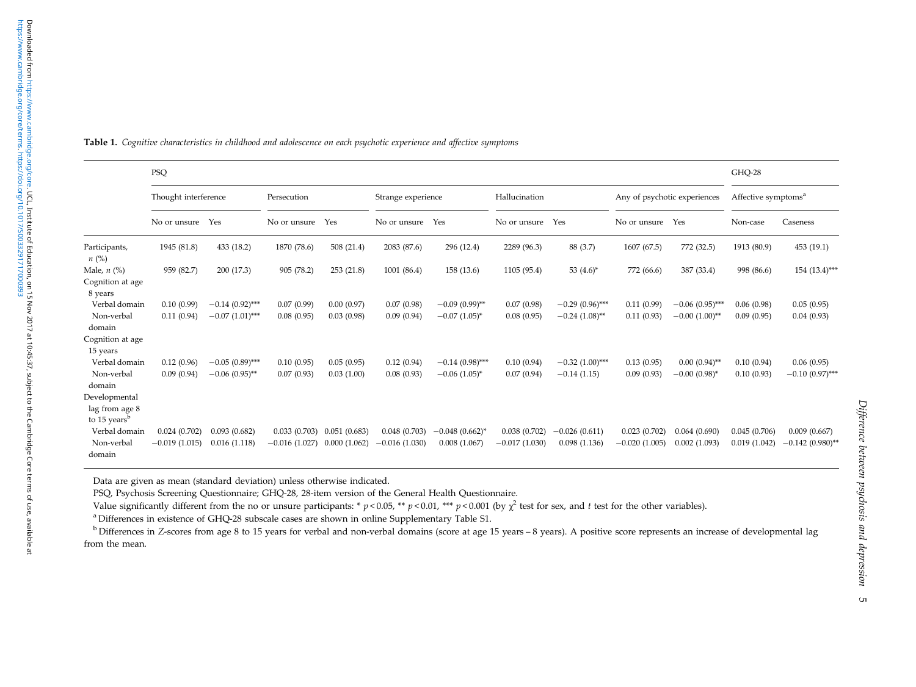**Table 1.** *Cognitive characteristics in childhood and adolescence on each psychotic experience and affective symptoms*

| | PSQ | | | | | | | | | | GHQ-28 | |
|---|---|---|---|---|---|---|---|---|---|---|---|---|
| | Thought interference | | Persecution | | Strange experience | | Hallucination | | Any of psychotic experiences | | Affective symptoms[a] | |
| | No or unsure | Yes | No or unsure | Yes | No or unsure | Yes | No or unsure | Yes | No or unsure | Yes | Non-case | Caseness |
| Participants, *n* (%) | 1945 (81.8) | 433 (18.2) | 1870 (78.6) | 508 (21.4) | 2083 (87.6) | 296 (12.4) | 2289 (96.3) | 88 (3.7) | 1607 (67.5) | 772 (32.5) | 1913 (80.9) | 453 (19.1) |
| Male, *n* (%) | 959 (82.7) | 200 (17.3) | 905 (78.2) | 253 (21.8) | 1001 (86.4) | 158 (13.6) | 1105 (95.4) | 53 (4.6)* | 772 (66.6) | 387 (33.4) | 998 (86.6) | 154 (13.4)*** |
| Cognition at age 8 years | | | | | | | | | | | | |
| Verbal domain | 0.10 (0.99) | −0.14 (0.92)*** | 0.07 (0.99) | 0.00 (0.97) | 0.07 (0.98) | −0.09 (0.99)** | 0.07 (0.98) | −0.29 (0.96)*** | 0.11 (0.99) | −0.06 (0.95)*** | 0.06 (0.98) | 0.05 (0.95) |
| Non-verbal domain | 0.11 (0.94) | −0.07 (1.01)*** | 0.08 (0.95) | 0.03 (0.98) | 0.09 (0.94) | −0.07 (1.05)* | 0.08 (0.95) | −0.24 (1.08)** | 0.11 (0.93) | −0.00 (1.00)** | 0.09 (0.95) | 0.04 (0.93) |
| Cognition at age 15 years | | | | | | | | | | | | |
| Verbal domain | 0.12 (0.96) | −0.05 (0.89)*** | 0.10 (0.95) | 0.05 (0.95) | 0.12 (0.94) | −0.14 (0.98)*** | 0.10 (0.94) | −0.32 (1.00)*** | 0.13 (0.95) | 0.00 (0.94)** | 0.10 (0.94) | 0.06 (0.95) |
| Non-verbal domain | 0.09 (0.94) | −0.06 (0.95)** | 0.07 (0.93) | 0.03 (1.00) | 0.08 (0.93) | −0.06 (1.05)* | 0.07 (0.94) | −0.14 (1.15) | 0.09 (0.93) | −0.00 (0.98)* | 0.10 (0.93) | −0.10 (0.97)*** |
| Developmental lag from age 8 to 15 years[b] | | | | | | | | | | | | |
| Verbal domain | 0.024 (0.702) | 0.093 (0.682) | 0.033 (0.703) | 0.051 (0.683) | 0.048 (0.703) | −0.048 (0.662)* | 0.038 (0.702) | −0.026 (0.611) | 0.023 (0.702) | 0.064 (0.690) | 0.045 (0.706) | 0.009 (0.667) |
| Non-verbal domain | −0.019 (1.015) | 0.016 (1.118) | −0.016 (1.027) | 0.000 (1.062) | −0.016 (1.030) | 0.008 (1.067) | −0.017 (1.030) | 0.098 (1.136) | −0.020 (1.005) | 0.002 (1.093) | 0.019 (1.042) | −0.142 (0.980)** |

Data are given as mean (standard deviation) unless otherwise indicated.

PSQ, Psychosis Screening Questionnaire; GHQ-28, 28-item version of the General Health Questionnaire.

Value significantly different from the no or unsure participants: * $p < 0.05$, ** $p < 0.01$, *** $p < 0.001$ (by $\chi^2$ test for sex, and $t$ test for the other variables).

[a] Differences in existence of GHQ-28 subscale cases are shown in online Supplementary Table S1.

[b] Differences in *Z*-scores from age 8 to 15 years for verbal and non-verbal domains (score at age 15 years – 8 years). A positive score represents an increase of developmental lag from the mean.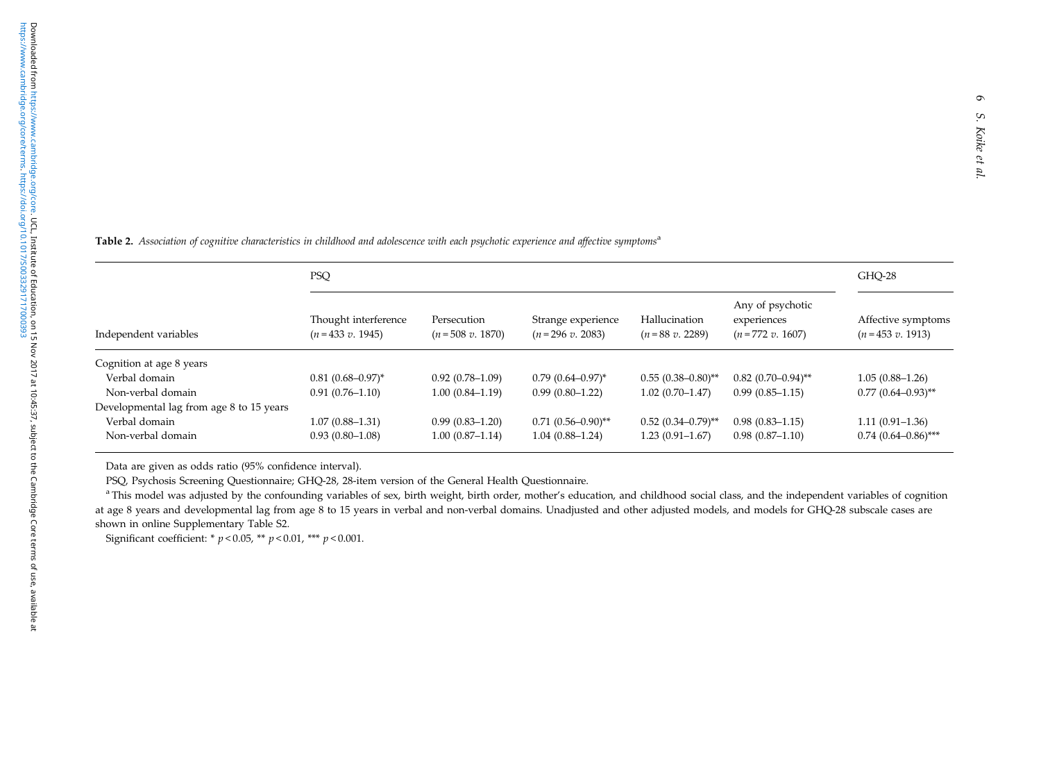**Table 2.** *Association of cognitive characteristics in childhood and adolescence with each psychotic experience and affective symptoms*[a]

| | PSQ | | | | | GHQ-28 |
|---|---|---|---|---|---|---|
| Independent variables | Thought interference ($n$ = 433 *v.* 1945) | Persecution ($n$ = 508 *v.* 1870) | Strange experience ($n$ = 296 *v.* 2083) | Hallucination ($n$ = 88 *v.* 2289) | Any of psychotic experiences ($n$ = 772 *v.* 1607) | Affective symptoms ($n$ = 453 *v.* 1913) |
| Cognition at age 8 years | | | | | | |
| Verbal domain | 0.81 (0.68–0.97)* | 0.92 (0.78–1.09) | 0.79 (0.64–0.97)* | 0.55 (0.38–0.80)** | 0.82 (0.70–0.94)** | 1.05 (0.88–1.26) |
| Non-verbal domain | 0.91 (0.76–1.10) | 1.00 (0.84–1.19) | 0.99 (0.80–1.22) | 1.02 (0.70–1.47) | 0.99 (0.85–1.15) | 0.77 (0.64–0.93)** |
| Developmental lag from age 8 to 15 years | | | | | | |
| Verbal domain | 1.07 (0.88–1.31) | 0.99 (0.83–1.20) | 0.71 (0.56–0.90)** | 0.52 (0.34–0.79)** | 0.98 (0.83–1.15) | 1.11 (0.91–1.36) |
| Non-verbal domain | 0.93 (0.80–1.08) | 1.00 (0.87–1.14) | 1.04 (0.88–1.24) | 1.23 (0.91–1.67) | 0.98 (0.87–1.10) | 0.74 (0.64–0.86)*** |

Data are given as odds ratio (95% confidence interval).

PSQ, Psychosis Screening Questionnaire; GHQ-28, 28-item version of the General Health Questionnaire.

[a] This model was adjusted by the confounding variables of sex, birth weight, birth order, mother's education, and childhood social class, and the independent variables of cognition at age 8 years and developmental lag from age 8 to 15 years in verbal and non-verbal domains. Unadjusted and other adjusted models, and models for GHQ-28 subscale cases are shown in online Supplementary Table S2.

Significant coefficient: * $p < 0.05$, ** $p < 0.01$, *** $p < 0.001$.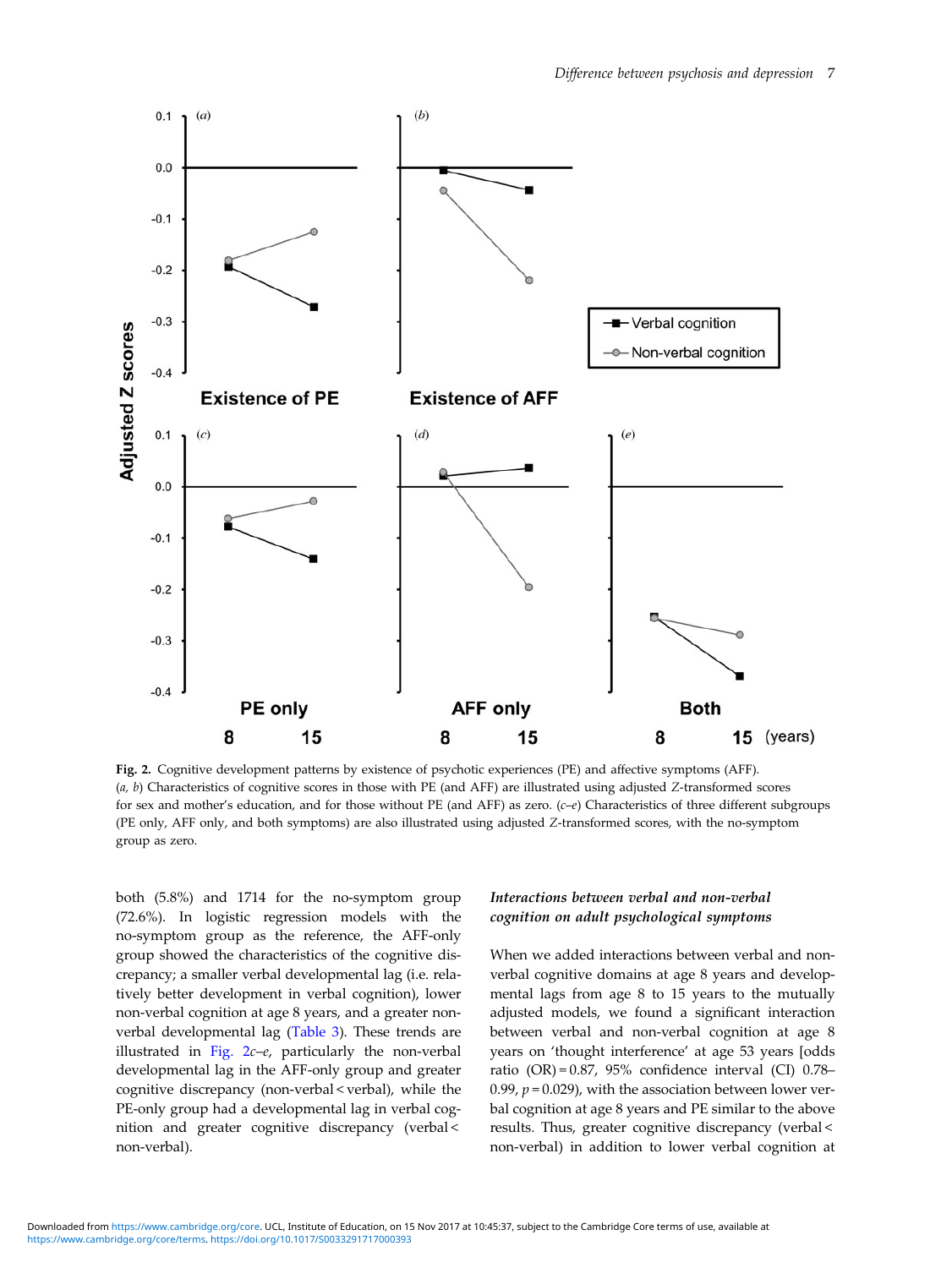Fig. 2. Cognitive development patterns by existence of psychotic experiences (PE) and affective symptoms (AFF). (*a*, *b*) Characteristics of cognitive scores in those with PE (and AFF) are illustrated using adjusted *Z*-transformed scores for sex and mother's education, and for those without PE (and AFF) as zero. (*c*–*e*) Characteristics of three different subgroups (PE only, AFF only, and both symptoms) are also illustrated using adjusted *Z*-transformed scores, with the no-symptom group as zero.

both (5.8%) and 1714 for the no-symptom group (72.6%). In logistic regression models with the no-symptom group as the reference, the AFF-only group showed the characteristics of the cognitive discrepancy; a smaller verbal developmental lag (i.e. relatively better development in verbal cognition), lower non-verbal cognition at age 8 years, and a greater non-verbal developmental lag (Table 3). These trends are illustrated in Fig. 2*c*–*e*, particularly the non-verbal developmental lag in the AFF-only group and greater cognitive discrepancy (non-verbal < verbal), while the PE-only group had a developmental lag in verbal cognition and greater cognitive discrepancy (verbal < non-verbal).

### *Interactions between verbal and non-verbal cognition on adult psychological symptoms*

When we added interactions between verbal and non-verbal cognitive domains at age 8 years and developmental lags from age 8 to 15 years to the mutually adjusted models, we found a significant interaction between verbal and non-verbal cognition at age 8 years on 'thought interference' at age 53 years [odds ratio (OR) = 0.87, 95% confidence interval (CI) 0.78–0.99, $p = 0.029$), with the association between lower verbal cognition at age 8 years and PE similar to the above results. Thus, greater cognitive discrepancy (verbal < non-verbal) in addition to lower verbal cognition at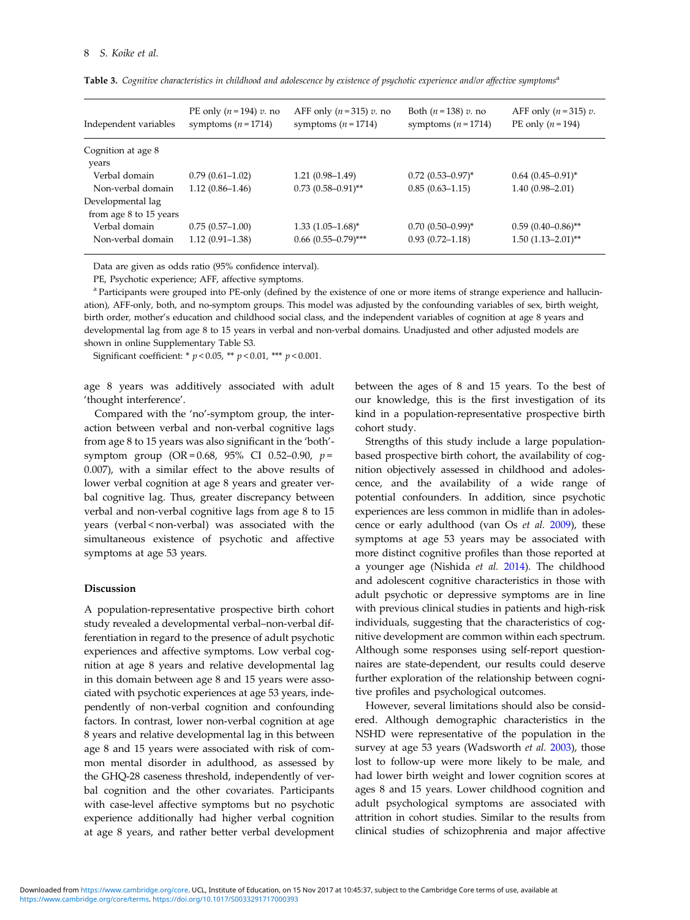**Table 3.** *Cognitive characteristics in childhood and adolescence by existence of psychotic experience and/or affective symptoms*[a]

| Independent variables | PE only ($n = 194$) *v.* no symptoms ($n = 1714$) | AFF only ($n = 315$) *v.* no symptoms ($n = 1714$) | Both ($n = 138$) *v.* no symptoms ($n = 1714$) | AFF only ($n = 315$) *v.* PE only ($n = 194$) |
|---|---|---|---|---|
| Cognition at age 8 years | | | | |
| Verbal domain | 0.79 (0.61–1.02) | 1.21 (0.98–1.49) | 0.72 (0.53–0.97)* | 0.64 (0.45–0.91)* |
| Non-verbal domain | 1.12 (0.86–1.46) | 0.73 (0.58–0.91)** | 0.85 (0.63–1.15) | 1.40 (0.98–2.01) |
| Developmental lag from age 8 to 15 years | | | | |
| Verbal domain | 0.75 (0.57–1.00) | 1.33 (1.05–1.68)* | 0.70 (0.50–0.99)* | 0.59 (0.40–0.86)** |
| Non-verbal domain | 1.12 (0.91–1.38) | 0.66 (0.55–0.79)*** | 0.93 (0.72–1.18) | 1.50 (1.13–2.01)** |

Data are given as odds ratio (95% confidence interval).

PE, Psychotic experience; AFF, affective symptoms.

[a] Participants were grouped into PE-only (defined by the existence of one or more items of strange experience and hallucination), AFF-only, both, and no-symptom groups. This model was adjusted by the confounding variables of sex, birth weight, birth order, mother's education and childhood social class, and the independent variables of cognition at age 8 years and developmental lag from age 8 to 15 years in verbal and non-verbal domains. Unadjusted and other adjusted models are shown in online Supplementary Table S3.

Significant coefficient: * $p < 0.05$, ** $p < 0.01$, *** $p < 0.001$.

age 8 years was additively associated with adult 'thought interference'.

Compared with the 'no'-symptom group, the interaction between verbal and non-verbal cognitive lags from age 8 to 15 years was also significant in the 'both'-symptom group (OR = 0.68, 95% CI 0.52–0.90, $p = 0.007$), with a similar effect to the above results of lower verbal cognition at age 8 years and greater verbal cognitive lag. Thus, greater discrepancy between verbal and non-verbal cognitive lags from age 8 to 15 years (verbal < non-verbal) was associated with the simultaneous existence of psychotic and affective symptoms at age 53 years.

## Discussion

A population-representative prospective birth cohort study revealed a developmental verbal–non-verbal differentiation in regard to the presence of adult psychotic experiences and affective symptoms. Low verbal cognition at age 8 years and relative developmental lag in this domain between age 8 and 15 years were associated with psychotic experiences at age 53 years, independently of non-verbal cognition and confounding factors. In contrast, lower non-verbal cognition at age 8 years and relative developmental lag in this between age 8 and 15 years were associated with risk of common mental disorder in adulthood, as assessed by the GHQ-28 caseness threshold, independently of verbal cognition and the other covariates. Participants with case-level affective symptoms but no psychotic experience additionally had higher verbal cognition at age 8 years, and rather better verbal development between the ages of 8 and 15 years. To the best of our knowledge, this is the first investigation of its kind in a population-representative prospective birth cohort study.

Strengths of this study include a large population-based prospective birth cohort, the availability of cognition objectively assessed in childhood and adolescence, and the availability of a wide range of potential confounders. In addition, since psychotic experiences are less common in midlife than in adolescence or early adulthood (van Os *et al.* 2009), these symptoms at age 53 years may be associated with more distinct cognitive profiles than those reported at a younger age (Nishida *et al.* 2014). The childhood and adolescent cognitive characteristics in those with adult psychotic or depressive symptoms are in line with previous clinical studies in patients and high-risk individuals, suggesting that the characteristics of cognitive development are common within each spectrum. Although some responses using self-report questionnaires are state-dependent, our results could deserve further exploration of the relationship between cognitive profiles and psychological outcomes.

However, several limitations should also be considered. Although demographic characteristics in the NSHD were representative of the population in the survey at age 53 years (Wadsworth *et al.* 2003), those lost to follow-up were more likely to be male, and had lower birth weight and lower cognition scores at ages 8 and 15 years. Lower childhood cognition and adult psychological symptoms are associated with attrition in cohort studies. Similar to the results from clinical studies of schizophrenia and major affective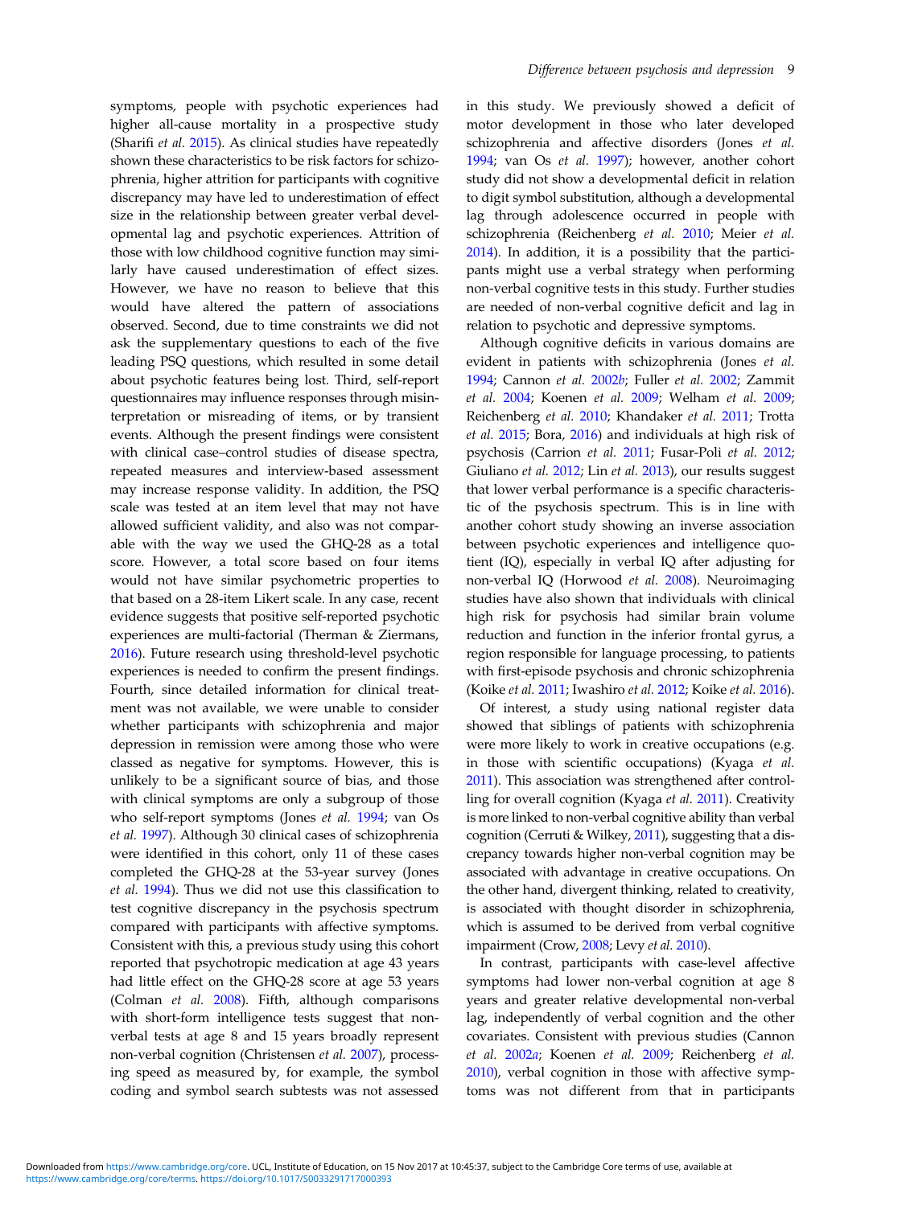symptoms, people with psychotic experiences had higher all-cause mortality in a prospective study (Sharifi *et al.* 2015). As clinical studies have repeatedly shown these characteristics to be risk factors for schizophrenia, higher attrition for participants with cognitive discrepancy may have led to underestimation of effect size in the relationship between greater verbal developmental lag and psychotic experiences. Attrition of those with low childhood cognitive function may similarly have caused underestimation of effect sizes. However, we have no reason to believe that this would have altered the pattern of associations observed. Second, due to time constraints we did not ask the supplementary questions to each of the five leading PSQ questions, which resulted in some detail about psychotic features being lost. Third, self-report questionnaires may influence responses through misinterpretation or misreading of items, or by transient events. Although the present findings were consistent with clinical case–control studies of disease spectra, repeated measures and interview-based assessment may increase response validity. In addition, the PSQ scale was tested at an item level that may not have allowed sufficient validity, and also was not comparable with the GHQ-28 as a total score. However, a total score based on four items would not have similar psychometric properties to that based on a 28-item Likert scale. In any case, recent evidence suggests that positive self-reported psychotic experiences are multi-factorial (Therman & Ziermans, 2016). Future research using threshold-level psychotic experiences is needed to confirm the present findings. Fourth, since detailed information for clinical treatment was not available, we were unable to consider whether participants with schizophrenia and major depression in remission were among those who were classed as negative for symptoms. However, this is unlikely to be a significant source of bias, and those with clinical symptoms are only a subgroup of those who self-report symptoms (Jones *et al.* 1994; van Os *et al.* 1997). Although 30 clinical cases of schizophrenia were identified in this cohort, only 11 of these cases completed the GHQ-28 at the 53-year survey (Jones *et al.* 1994). Thus we did not use this classification to test cognitive discrepancy in the psychosis spectrum compared with participants with affective symptoms. Consistent with this, a previous study using this cohort reported that psychotropic medication at age 43 years had little effect on the GHQ-28 score at age 53 years (Colman *et al.* 2008). Fifth, although comparisons with short-form intelligence tests suggest that non-verbal tests at age 8 and 15 years broadly represent non-verbal cognition (Christensen *et al.* 2007), processing speed as measured by, for example, the symbol coding and symbol search subtests was not assessed in this study. We previously showed a deficit of motor development in those who later developed schizophrenia and affective disorders (Jones *et al.* 1994; van Os *et al.* 1997); however, another cohort study did not show a developmental deficit in relation to digit symbol substitution, although a developmental lag through adolescence occurred in people with schizophrenia (Reichenberg *et al.* 2010; Meier *et al.* 2014). In addition, it is a possibility that the participants might use a verbal strategy when performing non-verbal cognitive tests in this study. Further studies are needed of non-verbal cognitive deficit and lag in relation to psychotic and depressive symptoms.

Although cognitive deficits in various domains are evident in patients with schizophrenia (Jones *et al.* 1994; Cannon *et al.* 2002*b*; Fuller *et al.* 2002; Zammit *et al.* 2004; Koenen *et al.* 2009; Welham *et al.* 2009; Reichenberg *et al.* 2010; Khandaker *et al.* 2011; Trotta *et al.* 2015; Bora, 2016) and individuals at high risk of psychosis (Carrion *et al.* 2011; Fusar-Poli *et al.* 2012; Giuliano *et al.* 2012; Lin *et al.* 2013), our results suggest that lower verbal performance is a specific characteristic of the psychosis spectrum. This is in line with another cohort study showing an inverse association between psychotic experiences and intelligence quotient (IQ), especially in verbal IQ after adjusting for non-verbal IQ (Horwood *et al.* 2008). Neuroimaging studies have also shown that individuals with clinical high risk for psychosis had similar brain volume reduction and function in the inferior frontal gyrus, a region responsible for language processing, to patients with first-episode psychosis and chronic schizophrenia (Koike *et al.* 2011; Iwashiro *et al.* 2012; Koike *et al.* 2016).

Of interest, a study using national register data showed that siblings of patients with schizophrenia were more likely to work in creative occupations (e.g. in those with scientific occupations) (Kyaga *et al.* 2011). This association was strengthened after controlling for overall cognition (Kyaga *et al.* 2011). Creativity is more linked to non-verbal cognitive ability than verbal cognition (Cerruti & Wilkey, 2011), suggesting that a discrepancy towards higher non-verbal cognition may be associated with advantage in creative occupations. On the other hand, divergent thinking, related to creativity, is associated with thought disorder in schizophrenia, which is assumed to be derived from verbal cognitive impairment (Crow, 2008; Levy *et al.* 2010).

In contrast, participants with case-level affective symptoms had lower non-verbal cognition at age 8 years and greater relative developmental non-verbal lag, independently of verbal cognition and the other covariates. Consistent with previous studies (Cannon *et al.* 2002*a*; Koenen *et al.* 2009; Reichenberg *et al.* 2010), verbal cognition in those with affective symptoms was not different from that in participants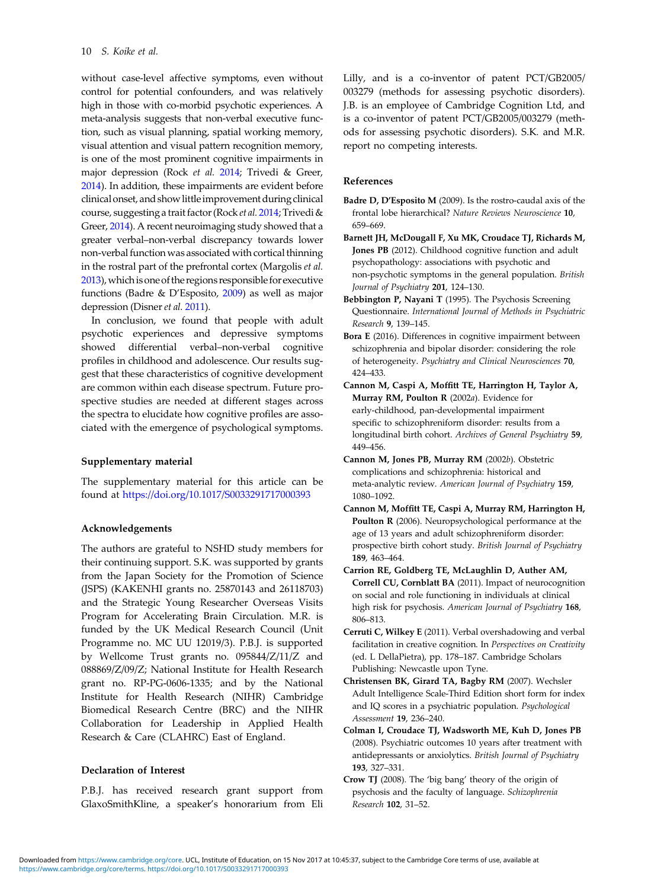without case-level affective symptoms, even without control for potential confounders, and was relatively high in those with co-morbid psychotic experiences. A meta-analysis suggests that non-verbal executive function, such as visual planning, spatial working memory, visual attention and visual pattern recognition memory, is one of the most prominent cognitive impairments in major depression (Rock *et al.* 2014; Trivedi & Greer, 2014). In addition, these impairments are evident before clinical onset, and show little improvement during clinical course, suggesting a trait factor (Rock *et al.* 2014; Trivedi & Greer, 2014). A recent neuroimaging study showed that a greater verbal–non-verbal discrepancy towards lower non-verbal function was associated with cortical thinning in the rostral part of the prefrontal cortex (Margolis *et al.* 2013), which is one of the regions responsible for executive functions (Badre & D'Esposito, 2009) as well as major depression (Disner *et al.* 2011).

In conclusion, we found that people with adult psychotic experiences and depressive symptoms showed differential verbal–non-verbal cognitive profiles in childhood and adolescence. Our results suggest that these characteristics of cognitive development are common within each disease spectrum. Future prospective studies are needed at different stages across the spectra to elucidate how cognitive profiles are associated with the emergence of psychological symptoms.

### Supplementary material

The supplementary material for this article can be found at https://doi.org/10.1017/S0033291717000393

### Acknowledgements

The authors are grateful to NSHD study members for their continuing support. S.K. was supported by grants from the Japan Society for the Promotion of Science (JSPS) (KAKENHI grants no. 25870143 and 26118703) and the Strategic Young Researcher Overseas Visits Program for Accelerating Brain Circulation. M.R. is funded by the UK Medical Research Council (Unit Programme no. MC UU 12019/3). P.B.J. is supported by Wellcome Trust grants no. 095844/Z/11/Z and 088869/Z/09/Z; National Institute for Health Research grant no. RP-PG-0606-1335; and by the National Institute for Health Research (NIHR) Cambridge Biomedical Research Centre (BRC) and the NIHR Collaboration for Leadership in Applied Health Research & Care (CLAHRC) East of England.

### Declaration of Interest

P.B.J. has received research grant support from GlaxoSmithKline, a speaker's honorarium from Eli Lilly, and is a co-inventor of patent PCT/GB2005/003279 (methods for assessing psychotic disorders). J.B. is an employee of Cambridge Cognition Ltd, and is a co-inventor of patent PCT/GB2005/003279 (methods for assessing psychotic disorders). S.K. and M.R. report no competing interests.

### References

**Badre D, D'Esposito M** (2009). Is the rostro-caudal axis of the frontal lobe hierarchical? *Nature Reviews Neuroscience* **10**, 659–669.

**Barnett JH, McDougall F, Xu MK, Croudace TJ, Richards M, Jones PB** (2012). Childhood cognitive function and adult psychopathology: associations with psychotic and non-psychotic symptoms in the general population. *British Journal of Psychiatry* **201**, 124–130.

**Bebbington P, Nayani T** (1995). The Psychosis Screening Questionnaire. *International Journal of Methods in Psychiatric Research* **9**, 139–145.

**Bora E** (2016). Differences in cognitive impairment between schizophrenia and bipolar disorder: considering the role of heterogeneity. *Psychiatry and Clinical Neurosciences* **70**, 424–433.

**Cannon M, Caspi A, Moffitt TE, Harrington H, Taylor A, Murray RM, Poulton R** (2002*a*). Evidence for early-childhood, pan-developmental impairment specific to schizophreniform disorder: results from a longitudinal birth cohort. *Archives of General Psychiatry* **59**, 449–456.

**Cannon M, Jones PB, Murray RM** (2002*b*). Obstetric complications and schizophrenia: historical and meta-analytic review. *American Journal of Psychiatry* **159**, 1080–1092.

**Cannon M, Moffitt TE, Caspi A, Murray RM, Harrington H, Poulton R** (2006). Neuropsychological performance at the age of 13 years and adult schizophreniform disorder: prospective birth cohort study. *British Journal of Psychiatry* **189**, 463–464.

**Carrion RE, Goldberg TE, McLaughlin D, Auther AM, Correll CU, Cornblatt BA** (2011). Impact of neurocognition on social and role functioning in individuals at clinical high risk for psychosis. *American Journal of Psychiatry* **168**, 806–813.

**Cerruti C, Wilkey E** (2011). Verbal overshadowing and verbal facilitation in creative cognition. In *Perspectives on Creativity* (ed. L DellaPietra), pp. 178–187. Cambridge Scholars Publishing: Newcastle upon Tyne.

**Christensen BK, Girard TA, Bagby RM** (2007). Wechsler Adult Intelligence Scale-Third Edition short form for index and IQ scores in a psychiatric population. *Psychological Assessment* **19**, 236–240.

**Colman I, Croudace TJ, Wadsworth ME, Kuh D, Jones PB** (2008). Psychiatric outcomes 10 years after treatment with antidepressants or anxiolytics. *British Journal of Psychiatry* **193**, 327–331.

**Crow TJ** (2008). The 'big bang' theory of the origin of psychosis and the faculty of language. *Schizophrenia Research* **102**, 31–52.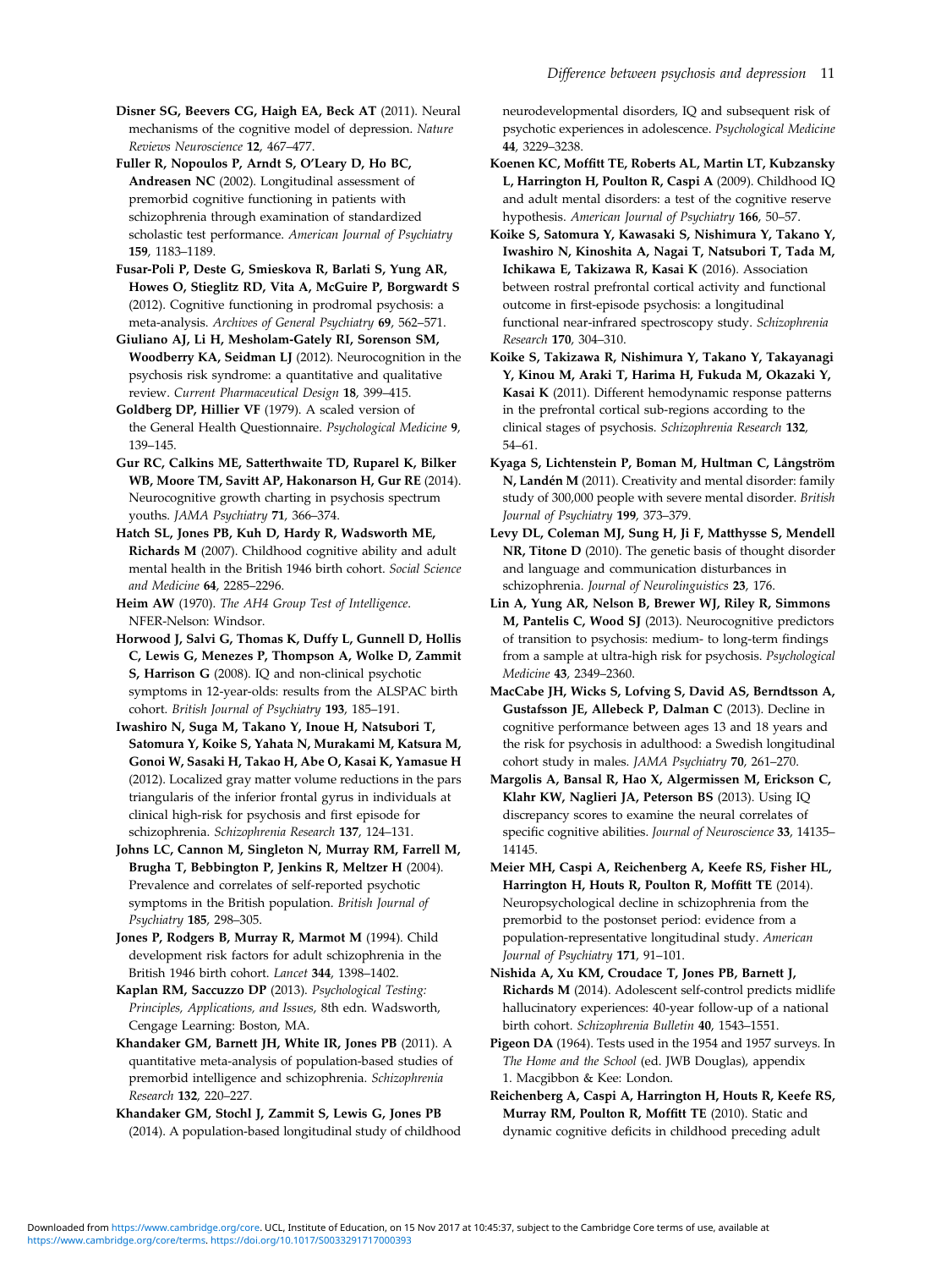**Disner SG, Beevers CG, Haigh EA, Beck AT** (2011). Neural mechanisms of the cognitive model of depression. *Nature Reviews Neuroscience* **12**, 467–477.

**Fuller R, Nopoulos P, Arndt S, O'Leary D, Ho BC, Andreasen NC** (2002). Longitudinal assessment of premorbid cognitive functioning in patients with schizophrenia through examination of standardized scholastic test performance. *American Journal of Psychiatry* **159**, 1183–1189.

**Fusar-Poli P, Deste G, Smieskova R, Barlati S, Yung AR, Howes O, Stieglitz RD, Vita A, McGuire P, Borgwardt S** (2012). Cognitive functioning in prodromal psychosis: a meta-analysis. *Archives of General Psychiatry* **69**, 562–571.

**Giuliano AJ, Li H, Mesholam-Gately RI, Sorenson SM, Woodberry KA, Seidman LJ** (2012). Neurocognition in the psychosis risk syndrome: a quantitative and qualitative review. *Current Pharmaceutical Design* **18**, 399–415.

**Goldberg DP, Hillier VF** (1979). A scaled version of the General Health Questionnaire. *Psychological Medicine* **9**, 139–145.

**Gur RC, Calkins ME, Satterthwaite TD, Ruparel K, Bilker WB, Moore TM, Savitt AP, Hakonarson H, Gur RE** (2014). Neurocognitive growth charting in psychosis spectrum youths. *JAMA Psychiatry* **71**, 366–374.

**Hatch SL, Jones PB, Kuh D, Hardy R, Wadsworth ME, Richards M** (2007). Childhood cognitive ability and adult mental health in the British 1946 birth cohort. *Social Science and Medicine* **64**, 2285–2296.

**Heim AW** (1970). *The AH4 Group Test of Intelligence*. NFER-Nelson: Windsor.

**Horwood J, Salvi G, Thomas K, Duffy L, Gunnell D, Hollis C, Lewis G, Menezes P, Thompson A, Wolke D, Zammit S, Harrison G** (2008). IQ and non-clinical psychotic symptoms in 12-year-olds: results from the ALSPAC birth cohort. *British Journal of Psychiatry* **193**, 185–191.

**Iwashiro N, Suga M, Takano Y, Inoue H, Natsubori T, Satomura Y, Koike S, Yahata N, Murakami M, Katsura M, Gonoi W, Sasaki H, Takao H, Abe O, Kasai K, Yamasue H** (2012). Localized gray matter volume reductions in the pars triangularis of the inferior frontal gyrus in individuals at clinical high-risk for psychosis and first episode for schizophrenia. *Schizophrenia Research* **137**, 124–131.

**Johns LC, Cannon M, Singleton N, Murray RM, Farrell M, Brugha T, Bebbington P, Jenkins R, Meltzer H** (2004). Prevalence and correlates of self-reported psychotic symptoms in the British population. *British Journal of Psychiatry* **185**, 298–305.

**Jones P, Rodgers B, Murray R, Marmot M** (1994). Child development risk factors for adult schizophrenia in the British 1946 birth cohort. *Lancet* **344**, 1398–1402.

**Kaplan RM, Saccuzzo DP** (2013). *Psychological Testing: Principles, Applications, and Issues*, 8th edn. Wadsworth, Cengage Learning: Boston, MA.

**Khandaker GM, Barnett JH, White IR, Jones PB** (2011). A quantitative meta-analysis of population-based studies of premorbid intelligence and schizophrenia. *Schizophrenia Research* **132**, 220–227.

**Khandaker GM, Stochl J, Zammit S, Lewis G, Jones PB** (2014). A population-based longitudinal study of childhood neurodevelopmental disorders, IQ and subsequent risk of psychotic experiences in adolescence. *Psychological Medicine* **44**, 3229–3238.

**Koenen KC, Moffitt TE, Roberts AL, Martin LT, Kubzansky L, Harrington H, Poulton R, Caspi A** (2009). Childhood IQ and adult mental disorders: a test of the cognitive reserve hypothesis. *American Journal of Psychiatry* **166**, 50–57.

**Koike S, Satomura Y, Kawasaki S, Nishimura Y, Takano Y, Iwashiro N, Kinoshita A, Nagai T, Natsubori T, Tada M, Ichikawa E, Takizawa R, Kasai K** (2016). Association between rostral prefrontal cortical activity and functional outcome in first-episode psychosis: a longitudinal functional near-infrared spectroscopy study. *Schizophrenia Research* **170**, 304–310.

**Koike S, Takizawa R, Nishimura Y, Takano Y, Takayanagi Y, Kinou M, Araki T, Harima H, Fukuda M, Okazaki Y, Kasai K** (2011). Different hemodynamic response patterns in the prefrontal cortical sub-regions according to the clinical stages of psychosis. *Schizophrenia Research* **132**, 54–61.

**Kyaga S, Lichtenstein P, Boman M, Hultman C, Långström N, Landén M** (2011). Creativity and mental disorder: family study of 300,000 people with severe mental disorder. *British Journal of Psychiatry* **199**, 373–379.

**Levy DL, Coleman MJ, Sung H, Ji F, Matthysse S, Mendell NR, Titone D** (2010). The genetic basis of thought disorder and language and communication disturbances in schizophrenia. *Journal of Neurolinguistics* **23**, 176.

**Lin A, Yung AR, Nelson B, Brewer WJ, Riley R, Simmons M, Pantelis C, Wood SJ** (2013). Neurocognitive predictors of transition to psychosis: medium- to long-term findings from a sample at ultra-high risk for psychosis. *Psychological Medicine* **43**, 2349–2360.

**MacCabe JH, Wicks S, Lofving S, David AS, Berndtsson A, Gustafsson JE, Allebeck P, Dalman C** (2013). Decline in cognitive performance between ages 13 and 18 years and the risk for psychosis in adulthood: a Swedish longitudinal cohort study in males. *JAMA Psychiatry* **70**, 261–270.

**Margolis A, Bansal R, Hao X, Algermissen M, Erickson C, Klahr KW, Naglieri JA, Peterson BS** (2013). Using IQ discrepancy scores to examine the neural correlates of specific cognitive abilities. *Journal of Neuroscience* **33**, 14135–14145.

**Meier MH, Caspi A, Reichenberg A, Keefe RS, Fisher HL, Harrington H, Houts R, Poulton R, Moffitt TE** (2014). Neuropsychological decline in schizophrenia from the premorbid to the postonset period: evidence from a population-representative longitudinal study. *American Journal of Psychiatry* **171**, 91–101.

**Nishida A, Xu KM, Croudace T, Jones PB, Barnett J, Richards M** (2014). Adolescent self-control predicts midlife hallucinatory experiences: 40-year follow-up of a national birth cohort. *Schizophrenia Bulletin* **40**, 1543–1551.

**Pigeon DA** (1964). Tests used in the 1954 and 1957 surveys. In *The Home and the School* (ed. JWB Douglas), appendix 1. Macgibbon & Kee: London.

**Reichenberg A, Caspi A, Harrington H, Houts R, Keefe RS, Murray RM, Poulton R, Moffitt TE** (2010). Static and dynamic cognitive deficits in childhood preceding adult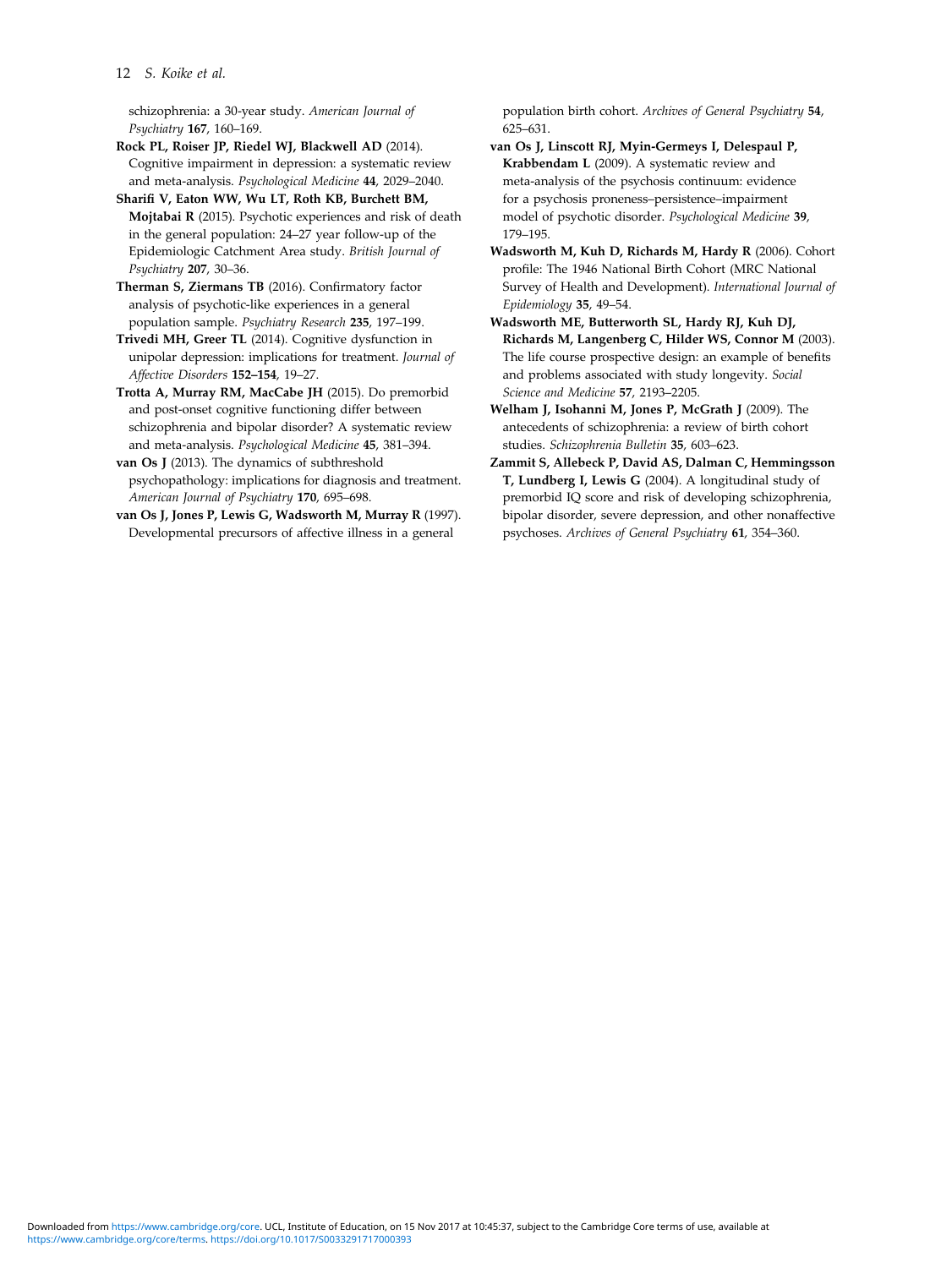schizophrenia: a 30-year study. *American Journal of Psychiatry* **167**, 160–169.

**Rock PL, Roiser JP, Riedel WJ, Blackwell AD** (2014). Cognitive impairment in depression: a systematic review and meta-analysis. *Psychological Medicine* **44**, 2029–2040.

**Sharifi V, Eaton WW, Wu LT, Roth KB, Burchett BM, Mojtabai R** (2015). Psychotic experiences and risk of death in the general population: 24–27 year follow-up of the Epidemiologic Catchment Area study. *British Journal of Psychiatry* **207**, 30–36.

**Therman S, Ziermans TB** (2016). Confirmatory factor analysis of psychotic-like experiences in a general population sample. *Psychiatry Research* **235**, 197–199.

**Trivedi MH, Greer TL** (2014). Cognitive dysfunction in unipolar depression: implications for treatment. *Journal of Affective Disorders* **152–154**, 19–27.

**Trotta A, Murray RM, MacCabe JH** (2015). Do premorbid and post-onset cognitive functioning differ between schizophrenia and bipolar disorder? A systematic review and meta-analysis. *Psychological Medicine* **45**, 381–394.

**van Os J** (2013). The dynamics of subthreshold psychopathology: implications for diagnosis and treatment. *American Journal of Psychiatry* **170**, 695–698.

**van Os J, Jones P, Lewis G, Wadsworth M, Murray R** (1997). Developmental precursors of affective illness in a general population birth cohort. *Archives of General Psychiatry* **54**, 625–631.

**van Os J, Linscott RJ, Myin-Germeys I, Delespaul P, Krabbendam L** (2009). A systematic review and meta-analysis of the psychosis continuum: evidence for a psychosis proneness–persistence–impairment model of psychotic disorder. *Psychological Medicine* **39**, 179–195.

**Wadsworth M, Kuh D, Richards M, Hardy R** (2006). Cohort profile: The 1946 National Birth Cohort (MRC National Survey of Health and Development). *International Journal of Epidemiology* **35**, 49–54.

**Wadsworth ME, Butterworth SL, Hardy RJ, Kuh DJ, Richards M, Langenberg C, Hilder WS, Connor M** (2003). The life course prospective design: an example of benefits and problems associated with study longevity. *Social Science and Medicine* **57**, 2193–2205.

**Welham J, Isohanni M, Jones P, McGrath J** (2009). The antecedents of schizophrenia: a review of birth cohort studies. *Schizophrenia Bulletin* **35**, 603–623.

**Zammit S, Allebeck P, David AS, Dalman C, Hemmingsson T, Lundberg I, Lewis G** (2004). A longitudinal study of premorbid IQ score and risk of developing schizophrenia, bipolar disorder, severe depression, and other nonaffective psychoses. *Archives of General Psychiatry* **61**, 354–360.